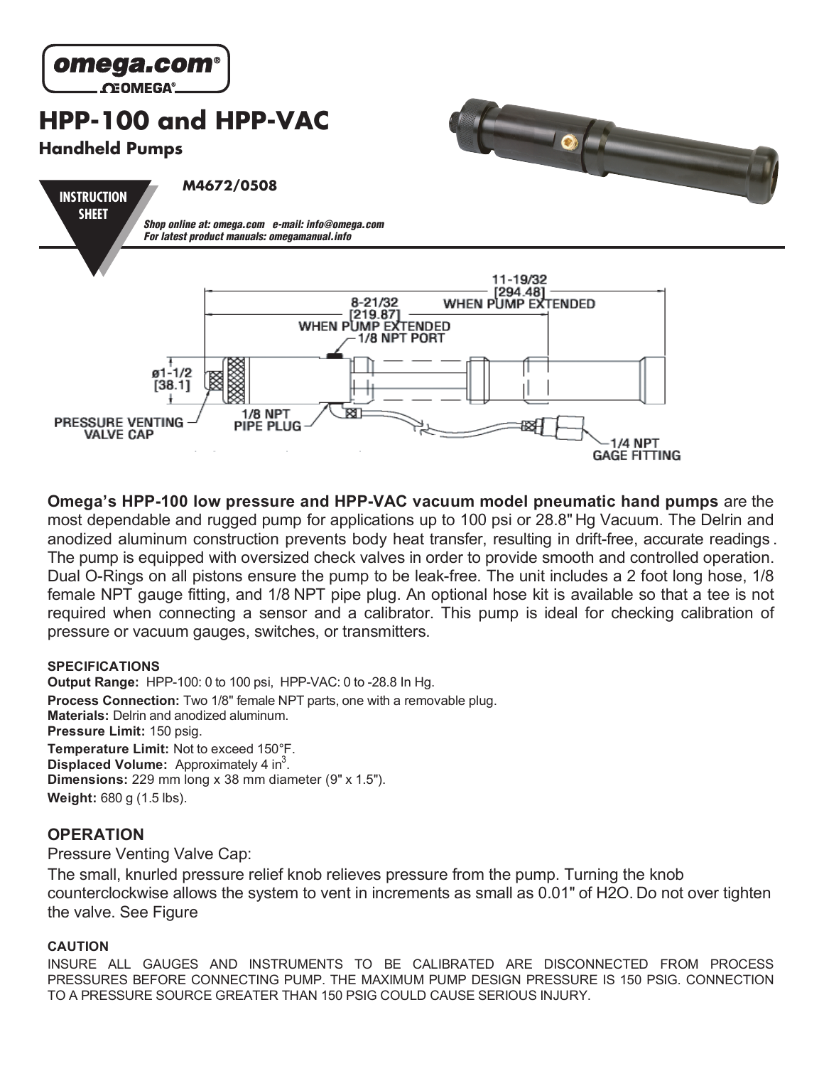omega.com®

OMEGA®

# HPP-100 and HPP-VAC

## Handheld Pumps

INSTRUCTION SHEET

**M4672/0508**

***Shop online at: omega.com e-mail: info@omega.com***
***For latest product manuals: omegamanual.info***

11-19/32 [294.48] WHEN PUMP EXTENDED

8-21/32 [219.87] WHEN PUMP EXTENDED

1/8 NPT PORT

ø1-1/2 [38.1]

PRESSURE VENTING VALVE CAP

1/8 NPT PIPE PLUG

1/4 NPT GAGE FITTING

**Omega's HPP-100 low pressure and HPP-VAC vacuum model pneumatic hand pumps** are the most dependable and rugged pump for applications up to 100 psi or 28.8" Hg Vacuum. The Delrin and anodized aluminum construction prevents body heat transfer, resulting in drift-free, accurate readings. The pump is equipped with oversized check valves in order to provide smooth and controlled operation. Dual O-Rings on all pistons ensure the pump to be leak-free. The unit includes a 2 foot long hose, 1/8 female NPT gauge fitting, and 1/8 NPT pipe plug. An optional hose kit is available so that a tee is not required when connecting a sensor and a calibrator. This pump is ideal for checking calibration of pressure or vacuum gauges, switches, or transmitters.

**SPECIFICATIONS**

**Output Range:** HPP-100: 0 to 100 psi, HPP-VAC: 0 to -28.8 In Hg.
**Process Connection:** Two 1/8" female NPT parts, one with a removable plug.
**Materials:** Delrin and anodized aluminum.
**Pressure Limit:** 150 psig.
**Temperature Limit:** Not to exceed 150°F.
**Displaced Volume:** Approximately 4 $in^3$.
**Dimensions:** 229 mm long x 38 mm diameter (9" x 1.5").
**Weight:** 680 g (1.5 lbs).

## OPERATION

Pressure Venting Valve Cap:

The small, knurled pressure relief knob relieves pressure from the pump. Turning the knob counterclockwise allows the system to vent in increments as small as 0.01" of H2O. Do not over tighten the valve. See Figure

**CAUTION**

INSURE ALL GAUGES AND INSTRUMENTS TO BE CALIBRATED ARE DISCONNECTED FROM PROCESS PRESSURES BEFORE CONNECTING PUMP. THE MAXIMUM PUMP DESIGN PRESSURE IS 150 PSIG. CONNECTION TO A PRESSURE SOURCE GREATER THAN 150 PSIG COULD CAUSE SERIOUS INJURY.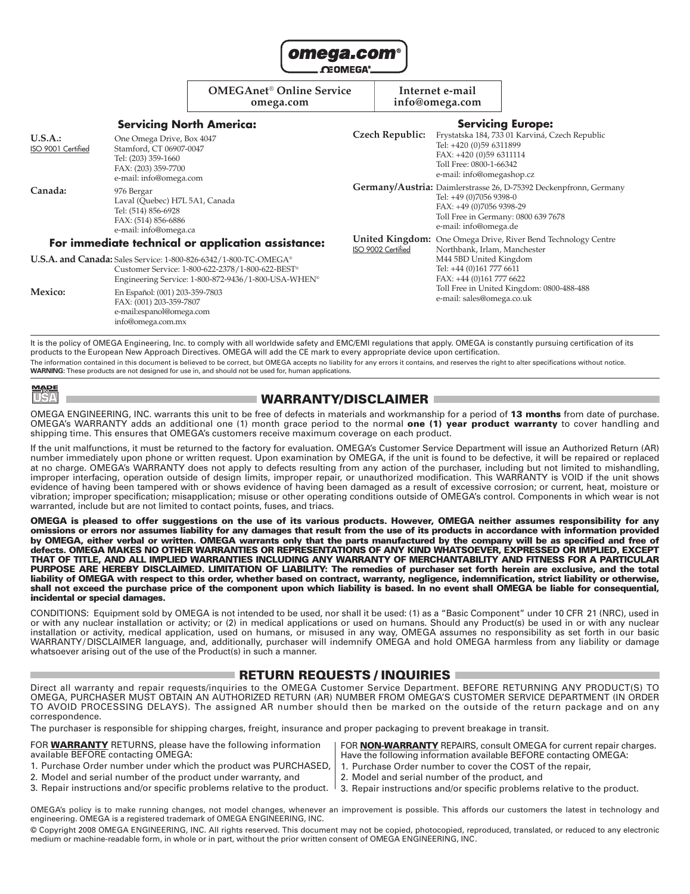omega.com®
OMEGA®

| OMEGAnet® Online Service | Internet e-mail |
| --- | --- |
| omega.com | info@omega.com |

## Servicing North America:

**U.S.A.:** ISO 9001 Certified
One Omega Drive, Box 4047
Stamford, CT 06907-0047
Tel: (203) 359-1660
FAX: (203) 359-7700
e-mail: info@omega.com

**Canada:**
976 Bergar
Laval (Quebec) H7L 5A1, Canada
Tel: (514) 856-6928
FAX: (514) 856-6886
e-mail: info@omega.ca

### For immediate technical or application assistance:

**U.S.A. and Canada:** Sales Service: 1-800-826-6342/1-800-TC-OMEGA®
Customer Service: 1-800-622-2378/1-800-622-BEST®
Engineering Service: 1-800-872-9436/1-800-USA-WHEN®

**Mexico:**
En Español: (001) 203-359-7803
FAX: (001) 203-359-7807
e-mail:espanol@omega.com
info@omega.com.mx

## Servicing Europe:

**Czech Republic:**
Frystatska 184, 733 01 Karviná, Czech Republic
Tel: +420 (0)59 6311899
FAX: +420 (0)59 6311114
Toll Free: 0800-1-66342
e-mail: info@omegashop.cz

**Germany/Austria:**
Daimlerstrasse 26, D-75392 Deckenpfronn, Germany
Tel: +49 (0)7056 9398-0
FAX: +49 (0)7056 9398-29
Toll Free in Germany: 0800 639 7678
e-mail: info@omega.de

**United Kingdom:** ISO 9002 Certified
One Omega Drive, River Bend Technology Centre
Northbank, Irlam, Manchester
M44 5BD United Kingdom
Tel: +44 (0)161 777 6611
FAX: +44 (0)161 777 6622
Toll Free in United Kingdom: 0800-488-488
e-mail: sales@omega.co.uk

It is the policy of OMEGA Engineering, Inc. to comply with all worldwide safety and EMC/EMI regulations that apply. OMEGA is constantly pursuing certification of its products to the European New Approach Directives. OMEGA will add the CE mark to every appropriate device upon certification.

The information contained in this document is believed to be correct, but OMEGA accepts no liability for any errors it contains, and reserves the right to alter specifications without notice.

**WARNING:** These products are not designed for use in, and should not be used for, human applications.

MADE IN USA

## WARRANTY/DISCLAIMER

OMEGA ENGINEERING, INC. warrants this unit to be free of defects in materials and workmanship for a period of **13 months** from date of purchase. OMEGA's WARRANTY adds an additional one (1) month grace period to the normal **one (1) year product warranty** to cover handling and shipping time. This ensures that OMEGA's customers receive maximum coverage on each product.

If the unit malfunctions, it must be returned to the factory for evaluation. OMEGA's Customer Service Department will issue an Authorized Return (AR) number immediately upon phone or written request. Upon examination by OMEGA, if the unit is found to be defective, it will be repaired or replaced at no charge. OMEGA's WARRANTY does not apply to defects resulting from any action of the purchaser, including but not limited to mishandling, improper interfacing, operation outside of design limits, improper repair, or unauthorized modification. This WARRANTY is VOID if the unit shows evidence of having been tampered with or shows evidence of having been damaged as a result of excessive corrosion; or current, heat, moisture or vibration; improper specification; misapplication; misuse or other operating conditions outside of OMEGA's control. Components in which wear is not warranted, include but are not limited to contact points, fuses, and triacs.

**OMEGA is pleased to offer suggestions on the use of its various products. However, OMEGA neither assumes responsibility for any omissions or errors nor assumes liability for any damages that result from the use of its products in accordance with information provided by OMEGA, either verbal or written. OMEGA warrants only that the parts manufactured by the company will be as specified and free of defects. OMEGA MAKES NO OTHER WARRANTIES OR REPRESENTATIONS OF ANY KIND WHATSOEVER, EXPRESSED OR IMPLIED, EXCEPT THAT OF TITLE, AND ALL IMPLIED WARRANTIES INCLUDING ANY WARRANTY OF MERCHANTABILITY AND FITNESS FOR A PARTICULAR PURPOSE ARE HEREBY DISCLAIMED. LIMITATION OF LIABILITY: The remedies of purchaser set forth herein are exclusive, and the total liability of OMEGA with respect to this order, whether based on contract, warranty, negligence, indemnification, strict liability or otherwise, shall not exceed the purchase price of the component upon which liability is based. In no event shall OMEGA be liable for consequential, incidental or special damages.**

CONDITIONS: Equipment sold by OMEGA is not intended to be used, nor shall it be used: (1) as a "Basic Component" under 10 CFR 21 (NRC), used in or with any nuclear installation or activity; or (2) in medical applications or used on humans. Should any Product(s) be used in or with any nuclear installation or activity, medical application, used on humans, or misused in any way, OMEGA assumes no responsibility as set forth in our basic WARRANTY/DISCLAIMER language, and, additionally, purchaser will indemnify OMEGA and hold OMEGA harmless from any liability or damage whatsoever arising out of the use of the Product(s) in such a manner.

## RETURN REQUESTS / INQUIRIES

Direct all warranty and repair requests/inquiries to the OMEGA Customer Service Department. BEFORE RETURNING ANY PRODUCT(S) TO OMEGA, PURCHASER MUST OBTAIN AN AUTHORIZED RETURN (AR) NUMBER FROM OMEGA'S CUSTOMER SERVICE DEPARTMENT (IN ORDER TO AVOID PROCESSING DELAYS). The assigned AR number should then be marked on the outside of the return package and on any correspondence.

The purchaser is responsible for shipping charges, freight, insurance and proper packaging to prevent breakage in transit.

FOR **WARRANTY** RETURNS, please have the following information available BEFORE contacting OMEGA:

1. Purchase Order number under which the product was PURCHASED,
2. Model and serial number of the product under warranty, and
3. Repair instructions and/or specific problems relative to the product.

FOR **NON-WARRANTY** REPAIRS, consult OMEGA for current repair charges. Have the following information available BEFORE contacting OMEGA:

1. Purchase Order number to cover the COST of the repair,
2. Model and serial number of the product, and
3. Repair instructions and/or specific problems relative to the product.

OMEGA's policy is to make running changes, not model changes, whenever an improvement is possible. This affords our customers the latest in technology and engineering. OMEGA is a registered trademark of OMEGA ENGINEERING, INC.

© Copyright 2008 OMEGA ENGINEERING, INC. All rights reserved. This document may not be copied, photocopied, reproduced, translated, or reduced to any electronic medium or machine-readable form, in whole or in part, without the prior written consent of OMEGA ENGINEERING, INC.